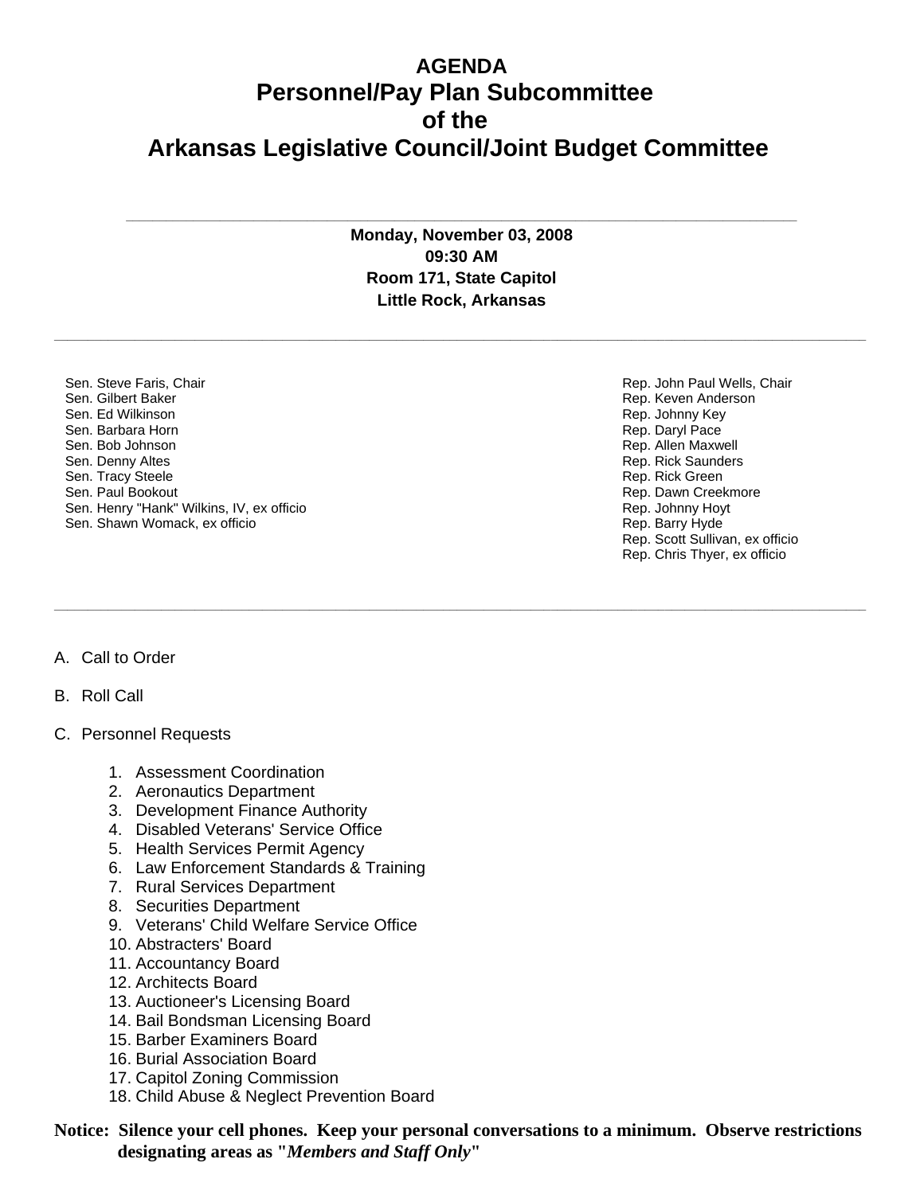# AGENDA
# Personnel/Pay Plan Subcommittee
# of the
# Arkansas Legislative Council/Joint Budget Committee

---

**Monday, November 03, 2008**
**09:30 AM**
**Room 171, State Capitol**
**Little Rock, Arkansas**

---

Sen. Steve Faris, Chair
Sen. Gilbert Baker
Sen. Ed Wilkinson
Sen. Barbara Horn
Sen. Bob Johnson
Sen. Denny Altes
Sen. Tracy Steele
Sen. Paul Bookout
Sen. Henry "Hank" Wilkins, IV, ex officio
Sen. Shawn Womack, ex officio

Rep. John Paul Wells, Chair
Rep. Keven Anderson
Rep. Johnny Key
Rep. Daryl Pace
Rep. Allen Maxwell
Rep. Rick Saunders
Rep. Rick Green
Rep. Dawn Creekmore
Rep. Johnny Hoyt
Rep. Barry Hyde
Rep. Scott Sullivan, ex officio
Rep. Chris Thyer, ex officio

---

A. Call to Order

B. Roll Call

C. Personnel Requests

1. Assessment Coordination
2. Aeronautics Department
3. Development Finance Authority
4. Disabled Veterans' Service Office
5. Health Services Permit Agency
6. Law Enforcement Standards & Training
7. Rural Services Department
8. Securities Department
9. Veterans' Child Welfare Service Office
10. Abstracters' Board
11. Accountancy Board
12. Architects Board
13. Auctioneer's Licensing Board
14. Bail Bondsman Licensing Board
15. Barber Examiners Board
16. Burial Association Board
17. Capitol Zoning Commission
18. Child Abuse & Neglect Prevention Board

**Notice: Silence your cell phones. Keep your personal conversations to a minimum. Observe restrictions designating areas as "*Members and Staff Only*"**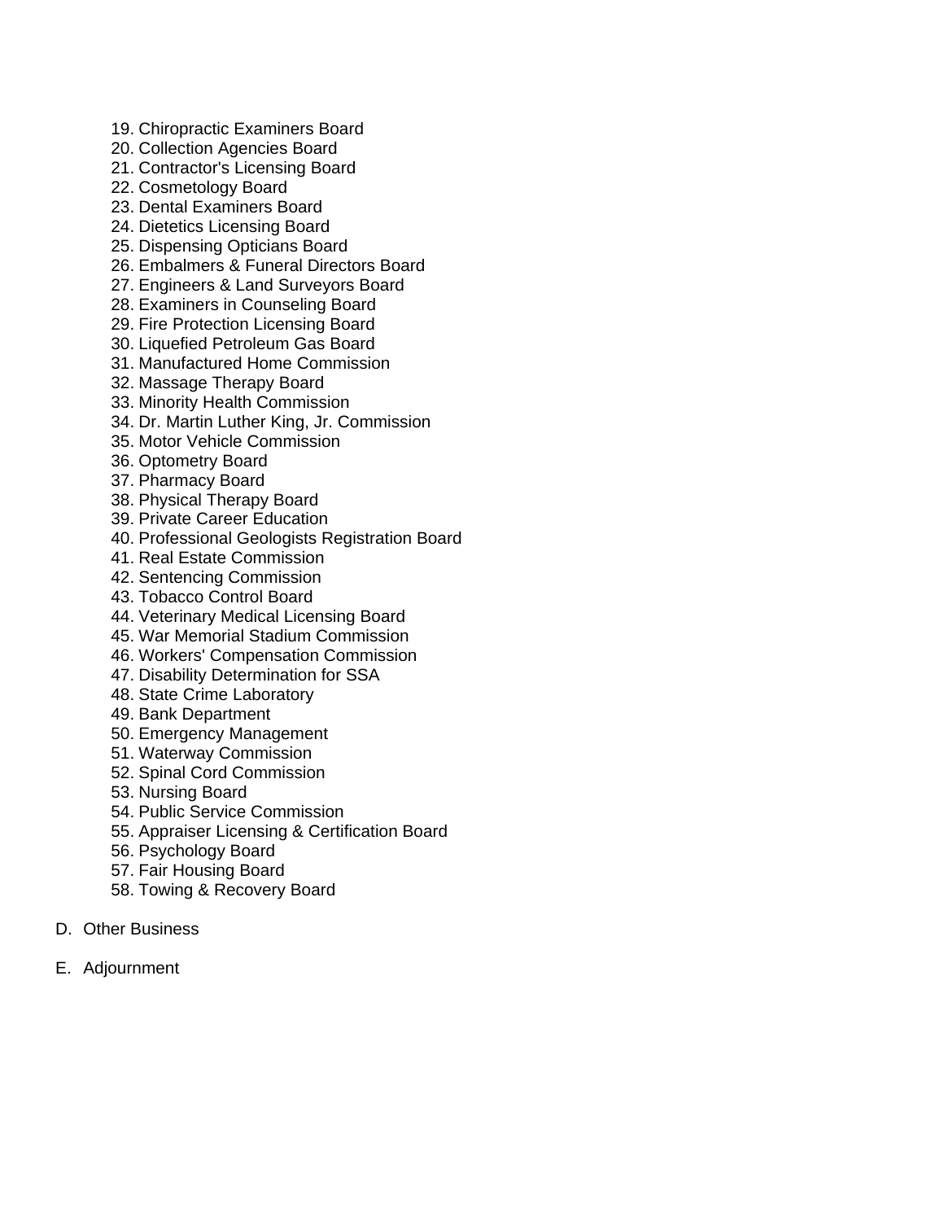19. Chiropractic Examiners Board
20. Collection Agencies Board
21. Contractor's Licensing Board
22. Cosmetology Board
23. Dental Examiners Board
24. Dietetics Licensing Board
25. Dispensing Opticians Board
26. Embalmers & Funeral Directors Board
27. Engineers & Land Surveyors Board
28. Examiners in Counseling Board
29. Fire Protection Licensing Board
30. Liquefied Petroleum Gas Board
31. Manufactured Home Commission
32. Massage Therapy Board
33. Minority Health Commission
34. Dr. Martin Luther King, Jr. Commission
35. Motor Vehicle Commission
36. Optometry Board
37. Pharmacy Board
38. Physical Therapy Board
39. Private Career Education
40. Professional Geologists Registration Board
41. Real Estate Commission
42. Sentencing Commission
43. Tobacco Control Board
44. Veterinary Medical Licensing Board
45. War Memorial Stadium Commission
46. Workers' Compensation Commission
47. Disability Determination for SSA
48. State Crime Laboratory
49. Bank Department
50. Emergency Management
51. Waterway Commission
52. Spinal Cord Commission
53. Nursing Board
54. Public Service Commission
55. Appraiser Licensing & Certification Board
56. Psychology Board
57. Fair Housing Board
58. Towing & Recovery Board

D. Other Business

E. Adjournment